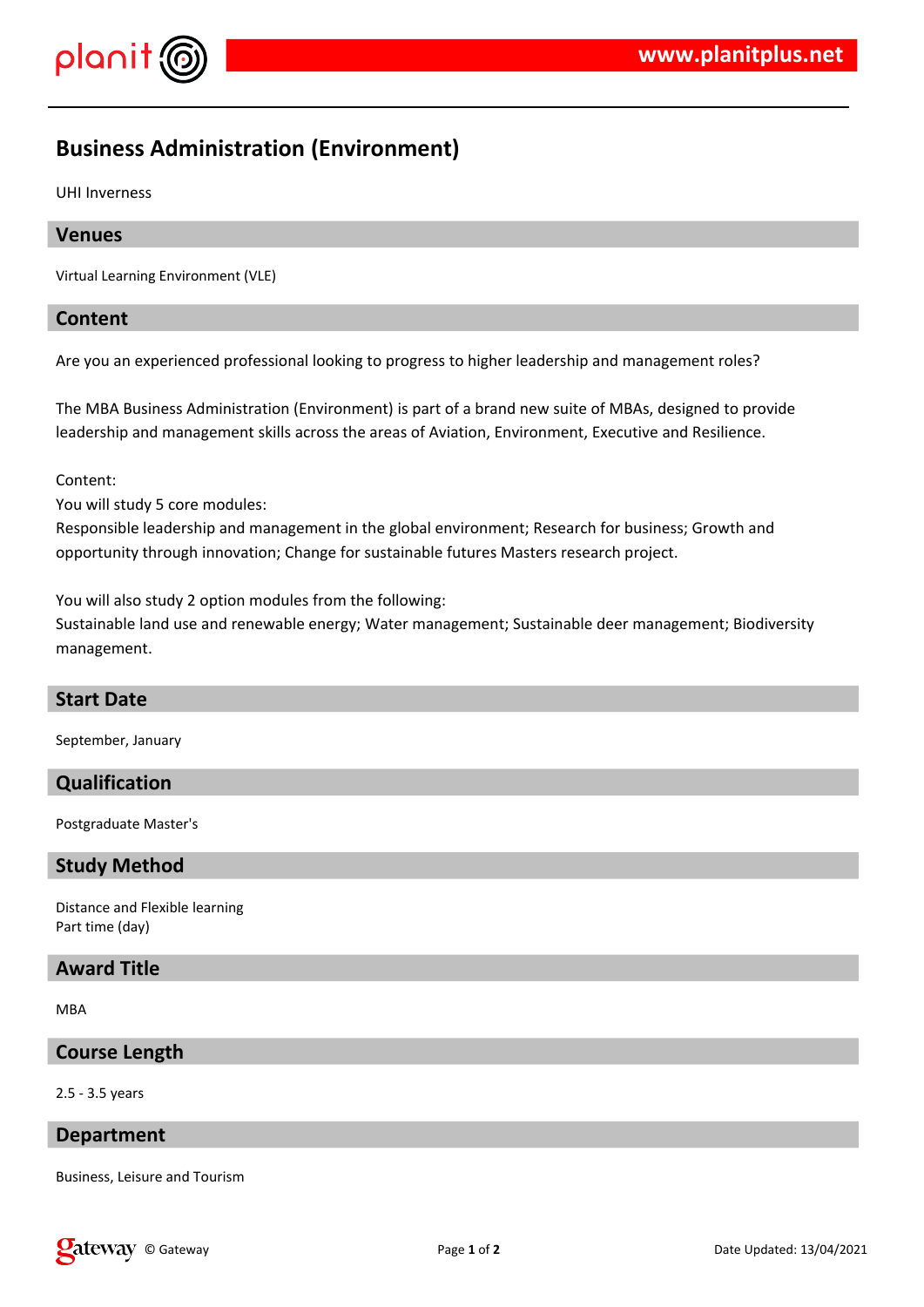# Business Administration (Environment)

UHI Inverness

## Venues

Virtual Learning Environment (VLE)

## Content

Are you an experienced professional looking to progress to higher leadership and management roles?

The MBA Business Administration (Environment) is part of a brand new suite of MBAs, designed to provide leadership and management skills across the areas of Aviation, Environment, Executive and Resilience.

Content:
You will study 5 core modules:
Responsible leadership and management in the global environment; Research for business; Growth and opportunity through innovation; Change for sustainable futures Masters research project.

You will also study 2 option modules from the following:
Sustainable land use and renewable energy; Water management; Sustainable deer management; Biodiversity management.

## Start Date

September, January

## Qualification

Postgraduate Master's

## Study Method

Distance and Flexible learning
Part time (day)

## Award Title

MBA

## Course Length

2.5 - 3.5 years

## Department

Business, Leisure and Tourism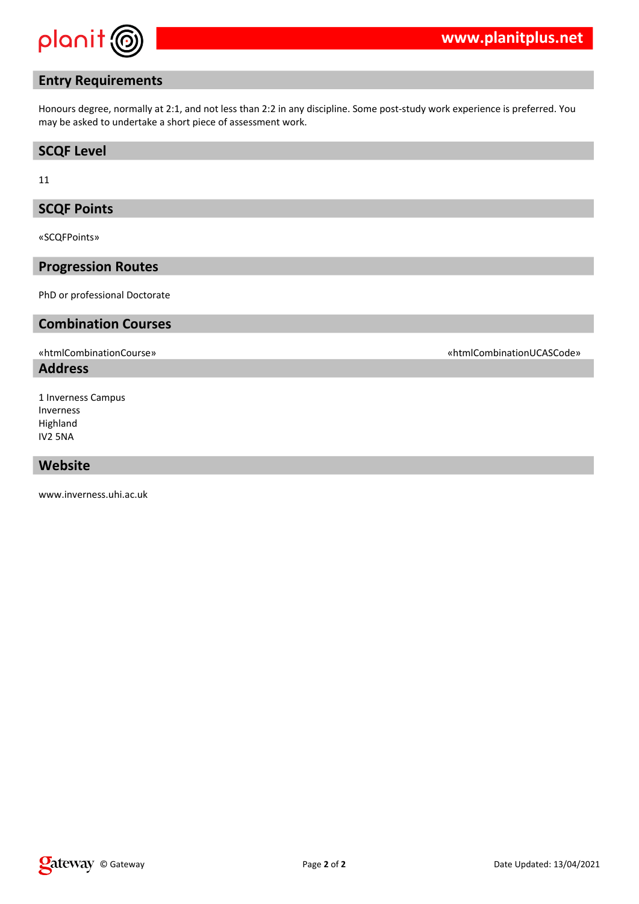## Entry Requirements

Honours degree, normally at 2:1, and not less than 2:2 in any discipline. Some post-study work experience is preferred. You may be asked to undertake a short piece of assessment work.

## SCQF Level

11

## SCQF Points

«SCQFPoints»

## Progression Routes

PhD or professional Doctorate

## Combination Courses

«htmlCombinationCourse» «htmlCombinationUCASCode»

## Address

1 Inverness Campus
Inverness
Highland
IV2 5NA

## Website

www.inverness.uhi.ac.uk